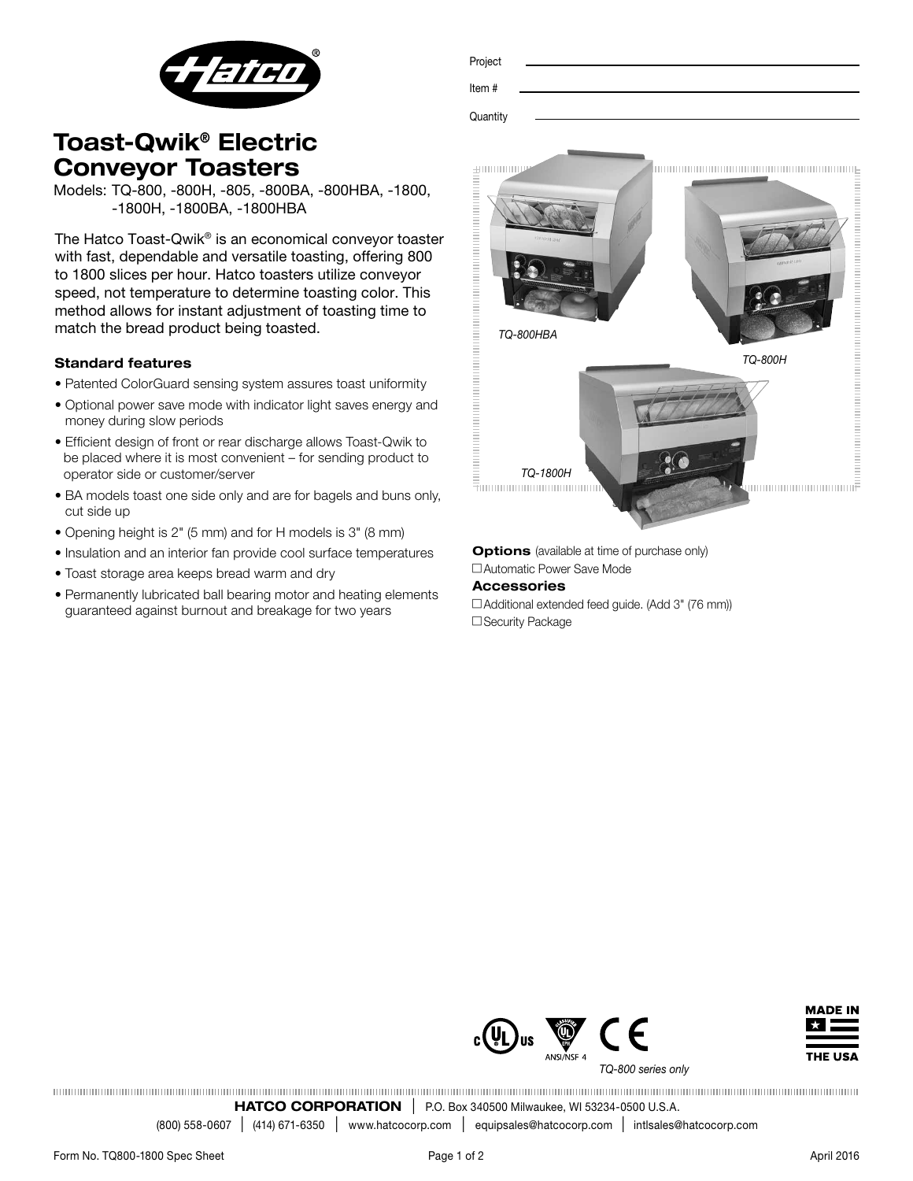Project

Item #

Quantity

# Toast-Qwik® Electric Conveyor Toasters

Models: TQ-800, -800H, -805, -800BA, -800HBA, -1800, -1800H, -1800BA, -1800HBA

The Hatco Toast-Qwik® is an economical conveyor toaster with fast, dependable and versatile toasting, offering 800 to 1800 slices per hour. Hatco toasters utilize conveyor speed, not temperature to determine toasting color. This method allows for instant adjustment of toasting time to match the bread product being toasted.

### Standard features

- Patented ColorGuard sensing system assures toast uniformity
- Optional power save mode with indicator light saves energy and money during slow periods
- Efficient design of front or rear discharge allows Toast-Qwik to be placed where it is most convenient – for sending product to operator side or customer/server
- BA models toast one side only and are for bagels and buns only, cut side up
- Opening height is 2" (5 mm) and for H models is 3" (8 mm)
- Insulation and an interior fan provide cool surface temperatures
- Toast storage area keeps bread warm and dry
- Permanently lubricated ball bearing motor and heating elements guaranteed against burnout and breakage for two years

*TQ-800HBA*

*TQ-800H*

*TQ-1800H*

**Options** (available at time of purchase only)

☐ Automatic Power Save Mode

**Accessories**

☐ Additional extended feed guide. (Add 3" (76 mm))

☐ Security Package

ANSI/NSF 4

*TQ-800 series only*

MADE IN THE USA

**HATCO CORPORATION** | P.O. Box 340500 Milwaukee, WI 53234-0500 U.S.A.

(800) 558-0607 | (414) 671-6350 | www.hatcocorp.com | equipsales@hatcocorp.com | intlsales@hatcocorp.com

Form No. TQ800-1800 Spec Sheet

April 2016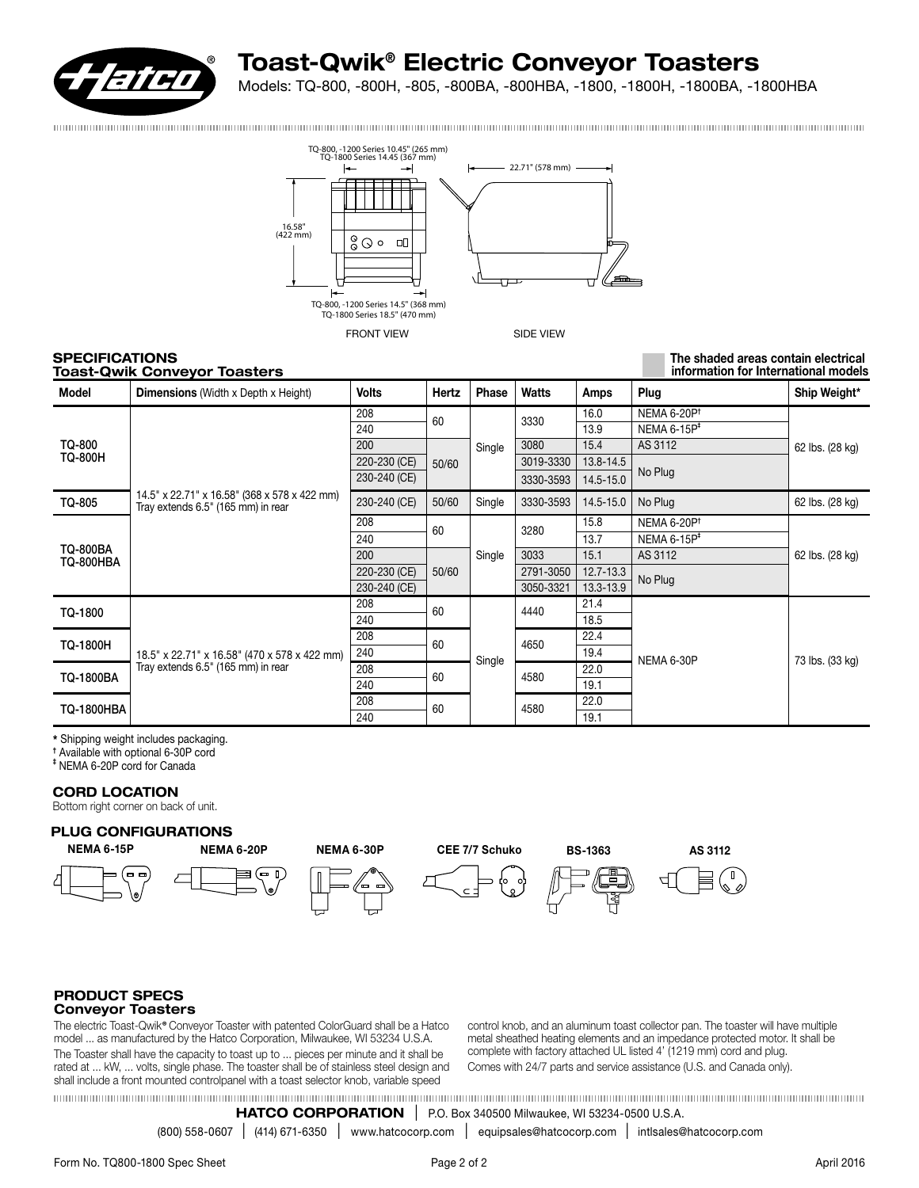# Toast-Qwik® Electric Conveyor Toasters

Models: TQ-800, -800H, -805, -800BA, -800HBA, -1800, -1800H, -1800BA, -1800HBA

TQ-800, -1200 Series 10.45" (265 mm)
TQ-1800 Series 14.45 (367 mm)

22.71" (578 mm)

16.58"
(422 mm)

TQ-800, -1200 Series 14.5" (368 mm)
TQ-1800 Series 18.5" (470 mm)

FRONT VIEW

SIDE VIEW

## SPECIFICATIONS
### Toast-Qwik Conveyor Toasters

The shaded areas contain electrical information for International models

| Model | Dimensions (Width x Depth x Height) | Volts | Hertz | Phase | Watts | Amps | Plug | Ship Weight* |
|---|---|---|---|---|---|---|---|---|
| TQ-800 TQ-800H | 14.5" x 22.71" x 16.58" (368 x 578 x 422 mm) Tray extends 6.5" (165 mm) in rear | 208 | 60 | Single | 3330 | 16.0 | NEMA 6-20P† | 62 lbs. (28 kg) |
| | | 240 | | | | 13.9 | NEMA 6-15P‡ | |
| | | 200 | 50/60 | | 3080 | 15.4 | AS 3112 | |
| | | 220-230 (CE) | | | 3019-3330 | 13.8-14.5 | No Plug | |
| | | 230-240 (CE) | | | 3330-3593 | 14.5-15.0 | | |
| TQ-805 | | 230-240 (CE) | 50/60 | Single | 3330-3593 | 14.5-15.0 | No Plug | 62 lbs. (28 kg) |
| TQ-800BA TQ-800HBA | | 208 | 60 | Single | 3280 | 15.8 | NEMA 6-20P† | 62 lbs. (28 kg) |
| | | 240 | | | | 13.7 | NEMA 6-15P‡ | |
| | | 200 | 50/60 | | 3033 | 15.1 | AS 3112 | |
| | | 220-230 (CE) | | | 2791-3050 | 12.7-13.3 | No Plug | |
| | | 230-240 (CE) | | | 3050-3321 | 13.3-13.9 | | |
| TQ-1800 | 18.5" x 22.71" x 16.58" (470 x 578 x 422 mm) Tray extends 6.5" (165 mm) in rear | 208 | 60 | Single | 4440 | 21.4 | NEMA 6-30P | 73 lbs. (33 kg) |
| | | 240 | | | | 18.5 | | |
| TQ-1800H | | 208 | 60 | | 4650 | 22.4 | | |
| | | 240 | | | | 19.4 | | |
| TQ-1800BA | | 208 | 60 | | 4580 | 22.0 | | |
| | | 240 | | | | 19.1 | | |
| TQ-1800HBA | | 208 | 60 | | 4580 | 22.0 | | |
| | | 240 | | | | 19.1 | | |

\* Shipping weight includes packaging.
† Available with optional 6-30P cord
‡ NEMA 6-20P cord for Canada

## CORD LOCATION

Bottom right corner on back of unit.

## PLUG CONFIGURATIONS

NEMA 6-15P NEMA 6-20P NEMA 6-30P CEE 7/7 Schuko BS-1363 AS 3112

## PRODUCT SPECS
### Conveyor Toasters

The electric Toast-Qwik® Conveyor Toaster with patented ColorGuard shall be a Hatco model ... as manufactured by the Hatco Corporation, Milwaukee, WI 53234 U.S.A.

The Toaster shall have the capacity to toast up to ... pieces per minute and it shall be rated at ... kW, ... volts, single phase. The toaster shall be of stainless steel design and shall include a front mounted controlpanel with a toast selector knob, variable speed control knob, and an aluminum toast collector pan. The toaster will have multiple metal sheathed heating elements and an impedance protected motor. It shall be complete with factory attached UL listed 4' (1219 mm) cord and plug.

Comes with 24/7 parts and service assistance (U.S. and Canada only).

**HATCO CORPORATION** | P.O. Box 340500 Milwaukee, WI 53234-0500 U.S.A.

(800) 558-0607 | (414) 671-6350 | www.hatcocorp.com | equipsales@hatcocorp.com | intlsales@hatcocorp.com

Form No. TQ800-1800 Spec Sheet April 2016